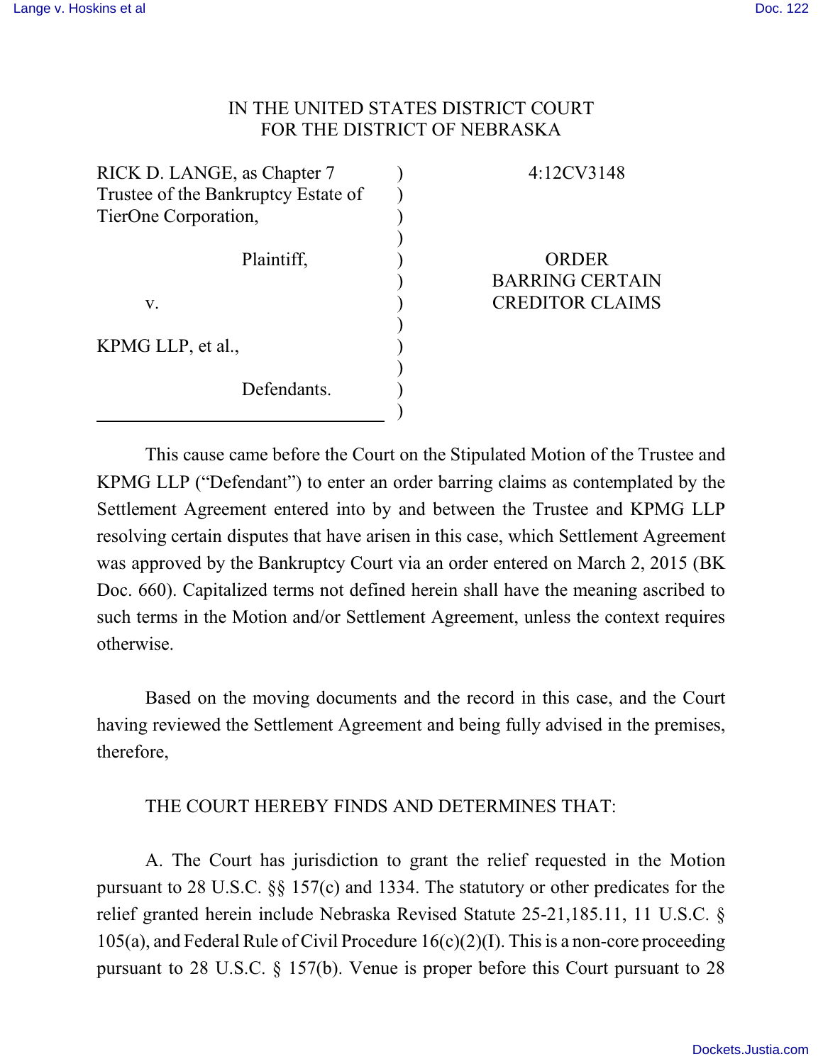IN THE UNITED STATES DISTRICT COURT
FOR THE DISTRICT OF NEBRASKA

| | | |
|---|---|---|
| RICK D. LANGE, as Chapter 7 Trustee of the Bankruptcy Estate of TierOne Corporation, | ) | 4:12CV3148 |
| Plaintiff, | ) | ORDER BARRING CERTAIN CREDITOR CLAIMS |
| v. | ) | |
| KPMG LLP, et al., | ) | |
| Defendants. | ) | |

This cause came before the Court on the Stipulated Motion of the Trustee and KPMG LLP ("Defendant") to enter an order barring claims as contemplated by the Settlement Agreement entered into by and between the Trustee and KPMG LLP resolving certain disputes that have arisen in this case, which Settlement Agreement was approved by the Bankruptcy Court via an order entered on March 2, 2015 (BK Doc. 660). Capitalized terms not defined herein shall have the meaning ascribed to such terms in the Motion and/or Settlement Agreement, unless the context requires otherwise.

Based on the moving documents and the record in this case, and the Court having reviewed the Settlement Agreement and being fully advised in the premises, therefore,

THE COURT HEREBY FINDS AND DETERMINES THAT:

A. The Court has jurisdiction to grant the relief requested in the Motion pursuant to 28 U.S.C. §§ 157(c) and 1334. The statutory or other predicates for the relief granted herein include Nebraska Revised Statute 25-21,185.11, 11 U.S.C. § 105(a), and Federal Rule of Civil Procedure 16(c)(2)(I). This is a non-core proceeding pursuant to 28 U.S.C. § 157(b). Venue is proper before this Court pursuant to 28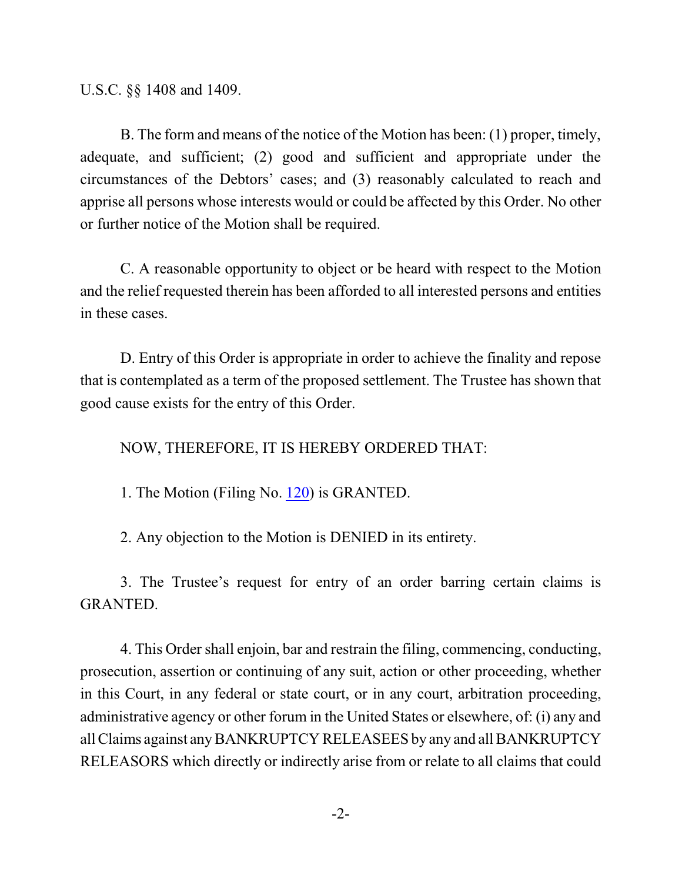U.S.C. §§ 1408 and 1409.

B. The form and means of the notice of the Motion has been: (1) proper, timely, adequate, and sufficient; (2) good and sufficient and appropriate under the circumstances of the Debtors' cases; and (3) reasonably calculated to reach and apprise all persons whose interests would or could be affected by this Order. No other or further notice of the Motion shall be required.

C. A reasonable opportunity to object or be heard with respect to the Motion and the relief requested therein has been afforded to all interested persons and entities in these cases.

D. Entry of this Order is appropriate in order to achieve the finality and repose that is contemplated as a term of the proposed settlement. The Trustee has shown that good cause exists for the entry of this Order.

NOW, THEREFORE, IT IS HEREBY ORDERED THAT:

1. The Motion (Filing No. 120) is GRANTED.

2. Any objection to the Motion is DENIED in its entirety.

3. The Trustee's request for entry of an order barring certain claims is GRANTED.

4. This Order shall enjoin, bar and restrain the filing, commencing, conducting, prosecution, assertion or continuing of any suit, action or other proceeding, whether in this Court, in any federal or state court, or in any court, arbitration proceeding, administrative agency or other forum in the United States or elsewhere, of: (i) any and all Claims against any BANKRUPTCY RELEASEES by any and all BANKRUPTCY RELEASORS which directly or indirectly arise from or relate to all claims that could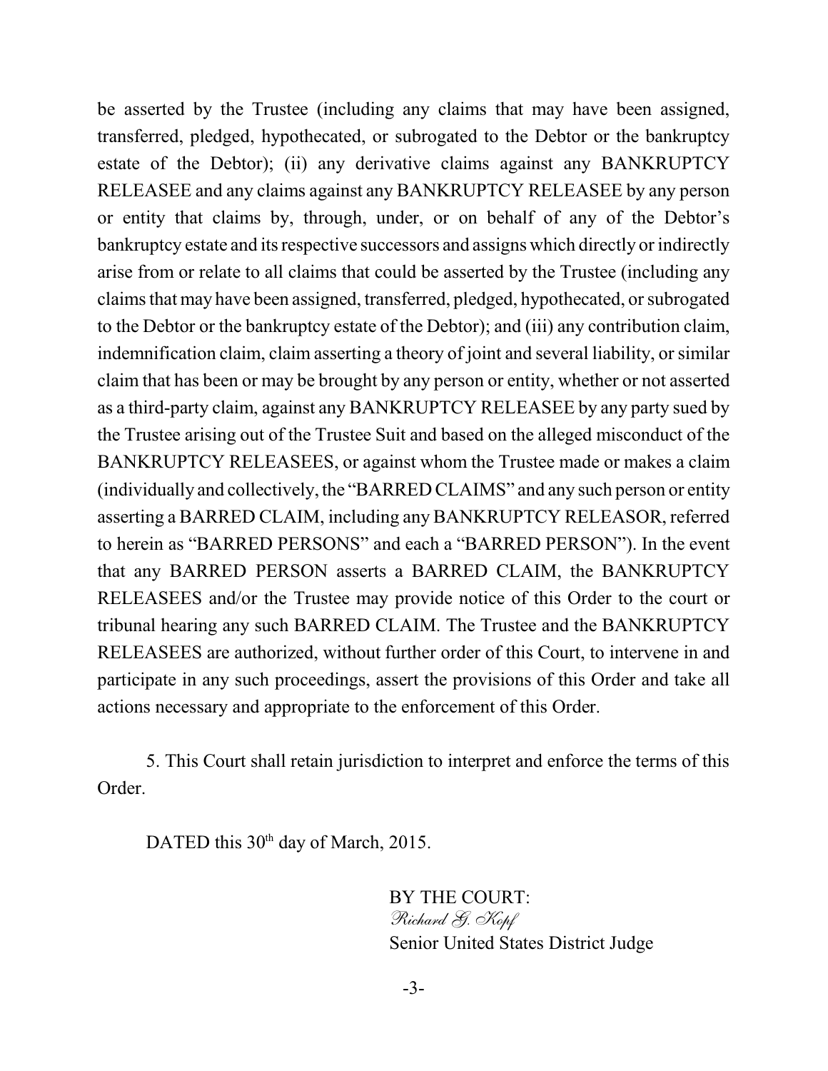be asserted by the Trustee (including any claims that may have been assigned, transferred, pledged, hypothecated, or subrogated to the Debtor or the bankruptcy estate of the Debtor); (ii) any derivative claims against any BANKRUPTCY RELEASEE and any claims against any BANKRUPTCY RELEASEE by any person or entity that claims by, through, under, or on behalf of any of the Debtor's bankruptcy estate and its respective successors and assigns which directly or indirectly arise from or relate to all claims that could be asserted by the Trustee (including any claims that may have been assigned, transferred, pledged, hypothecated, or subrogated to the Debtor or the bankruptcy estate of the Debtor); and (iii) any contribution claim, indemnification claim, claim asserting a theory of joint and several liability, or similar claim that has been or may be brought by any person or entity, whether or not asserted as a third-party claim, against any BANKRUPTCY RELEASEE by any party sued by the Trustee arising out of the Trustee Suit and based on the alleged misconduct of the BANKRUPTCY RELEASEES, or against whom the Trustee made or makes a claim (individually and collectively, the "BARRED CLAIMS" and any such person or entity asserting a BARRED CLAIM, including any BANKRUPTCY RELEASOR, referred to herein as "BARRED PERSONS" and each a "BARRED PERSON"). In the event that any BARRED PERSON asserts a BARRED CLAIM, the BANKRUPTCY RELEASEES and/or the Trustee may provide notice of this Order to the court or tribunal hearing any such BARRED CLAIM. The Trustee and the BANKRUPTCY RELEASEES are authorized, without further order of this Court, to intervene in and participate in any such proceedings, assert the provisions of this Order and take all actions necessary and appropriate to the enforcement of this Order.

5. This Court shall retain jurisdiction to interpret and enforce the terms of this Order.

DATED this 30th day of March, 2015.

BY THE COURT:
*Richard G. Kopf*
Senior United States District Judge